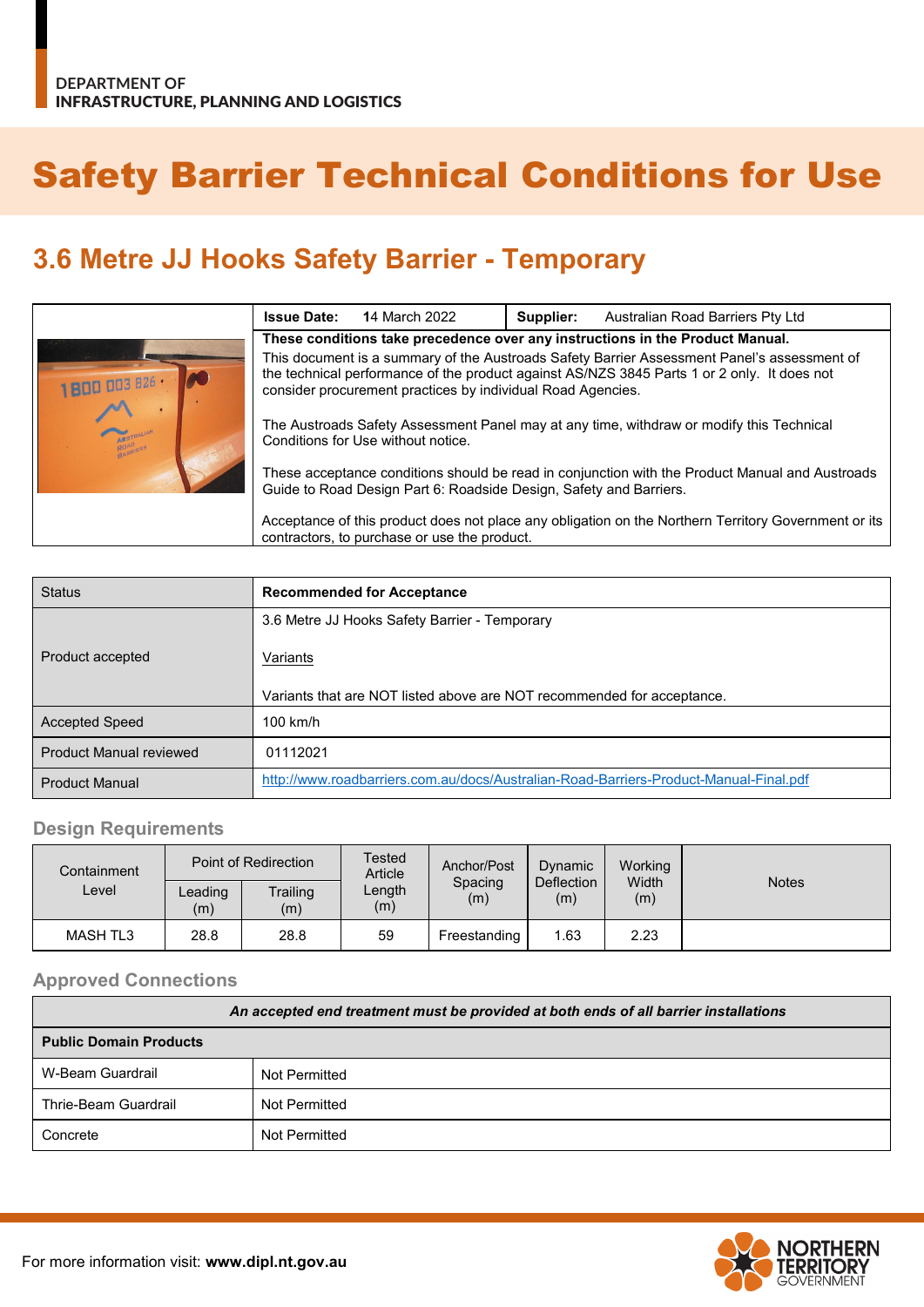DEPARTMENT OF
INFRASTRUCTURE, PLANNING AND LOGISTICS

# Safety Barrier Technical Conditions for Use

## 3.6 Metre JJ Hooks Safety Barrier - Temporary

| **Issue Date:** 14 March 2022 | **Supplier:** Australian Road Barriers Pty Ltd |
|---|---|

**These conditions take precedence over any instructions in the Product Manual.**

This document is a summary of the Austroads Safety Barrier Assessment Panel's assessment of the technical performance of the product against AS/NZS 3845 Parts 1 or 2 only. It does not consider procurement practices by individual Road Agencies.

The Austroads Safety Assessment Panel may at any time, withdraw or modify this Technical Conditions for Use without notice.

These acceptance conditions should be read in conjunction with the Product Manual and Austroads Guide to Road Design Part 6: Roadside Design, Safety and Barriers.

Acceptance of this product does not place any obligation on the Northern Territory Government or its contractors, to purchase or use the product.

| Status | **Recommended for Acceptance** |
|---|---|
| Product accepted | 3.6 Metre JJ Hooks Safety Barrier - Temporary<br><br>Variants<br><br>Variants that are NOT listed above are NOT recommended for acceptance. |
| Accepted Speed | 100 km/h |
| Product Manual reviewed | 01112021 |
| Product Manual | http://www.roadbarriers.com.au/docs/Australian-Road-Barriers-Product-Manual-Final.pdf |

### Design Requirements

| Containment Level | Point of Redirection | | Tested Article Length (m) | Anchor/Post Spacing (m) | Dynamic Deflection (m) | Working Width (m) | Notes |
|---|---|---|---|---|---|---|---|
| | Leading (m) | Trailing (m) | | | | | |
| MASH TL3 | 28.8 | 28.8 | 59 | Freestanding | 1.63 | 2.23 | |

### Approved Connections

| ***An accepted end treatment must be provided at both ends of all barrier installations*** | |
|---|---|
| **Public Domain Products** | |
| W-Beam Guardrail | Not Permitted |
| Thrie-Beam Guardrail | Not Permitted |
| Concrete | Not Permitted |

For more information visit: **www.dipl.nt.gov.au**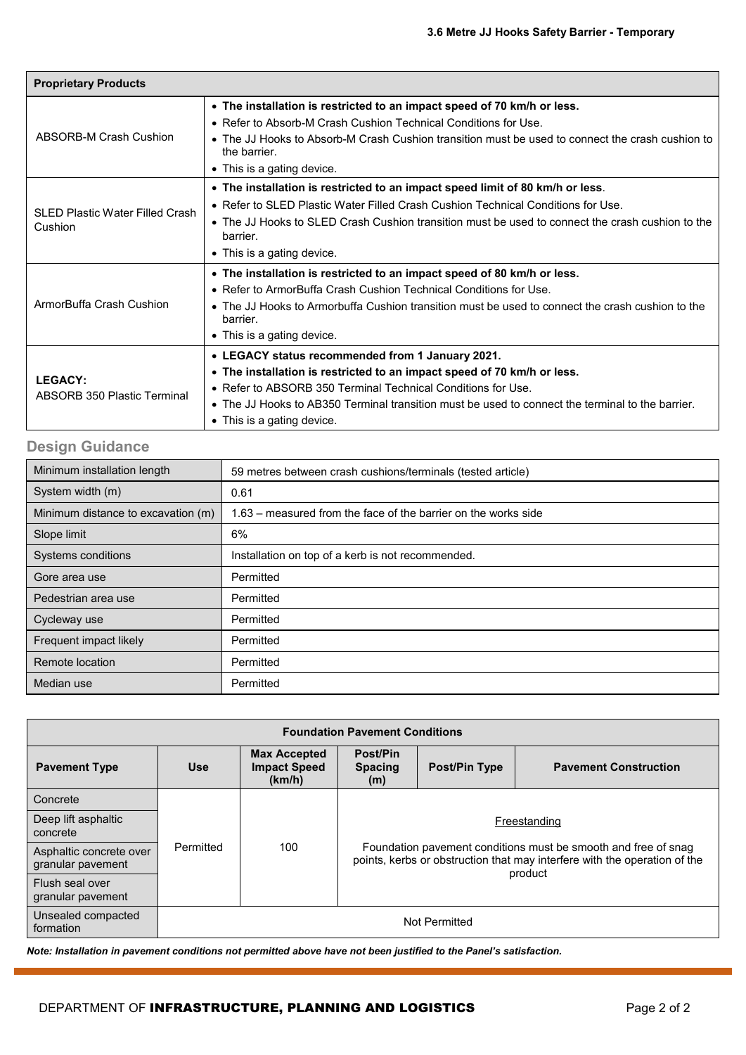| Proprietary Products | |
|---|---|
| ABSORB-M Crash Cushion | • **The installation is restricted to an impact speed of 70 km/h or less.**<br>• Refer to Absorb-M Crash Cushion Technical Conditions for Use.<br>• The JJ Hooks to Absorb-M Crash Cushion transition must be used to connect the crash cushion to the barrier.<br>• This is a gating device. |
| SLED Plastic Water Filled Crash Cushion | • **The installation is restricted to an impact speed limit of 80 km/h or less**.<br>• Refer to SLED Plastic Water Filled Crash Cushion Technical Conditions for Use.<br>• The JJ Hooks to SLED Crash Cushion transition must be used to connect the crash cushion to the barrier.<br>• This is a gating device. |
| ArmorBuffa Crash Cushion | • **The installation is restricted to an impact speed of 80 km/h or less.**<br>• Refer to ArmorBuffa Crash Cushion Technical Conditions for Use.<br>• The JJ Hooks to Armorbuffa Cushion transition must be used to connect the crash cushion to the barrier.<br>• This is a gating device. |
| **LEGACY:**<br>ABSORB 350 Plastic Terminal | • **LEGACY status recommended from 1 January 2021.**<br>• **The installation is restricted to an impact speed of 70 km/h or less.**<br>• Refer to ABSORB 350 Terminal Technical Conditions for Use.<br>• The JJ Hooks to AB350 Terminal transition must be used to connect the terminal to the barrier.<br>• This is a gating device. |

## Design Guidance

| | |
|---|---|
| Minimum installation length | 59 metres between crash cushions/terminals (tested article) |
| System width (m) | 0.61 |
| Minimum distance to excavation (m) | 1.63 – measured from the face of the barrier on the works side |
| Slope limit | 6% |
| Systems conditions | Installation on top of a kerb is not recommended. |
| Gore area use | Permitted |
| Pedestrian area use | Permitted |
| Cycleway use | Permitted |
| Frequent impact likely | Permitted |
| Remote location | Permitted |
| Median use | Permitted |

| Foundation Pavement Conditions | | | | | |
|---|---|---|---|---|---|
| **Pavement Type** | **Use** | **Max Accepted Impact Speed (km/h)** | **Post/Pin Spacing (m)** | **Post/Pin Type** | **Pavement Construction** |
| Concrete | Permitted | 100 | Freestanding<br>Foundation pavement conditions must be smooth and free of snag points, kerbs or obstruction that may interfere with the operation of the product | | |
| Deep lift asphaltic concrete | Permitted | 100 | | | |
| Asphaltic concrete over granular pavement | Permitted | 100 | | | |
| Flush seal over granular pavement | Permitted | 100 | | | |
| Unsealed compacted formation | Not Permitted | | | | |

***Note: Installation in pavement conditions not permitted above have not been justified to the Panel's satisfaction.***